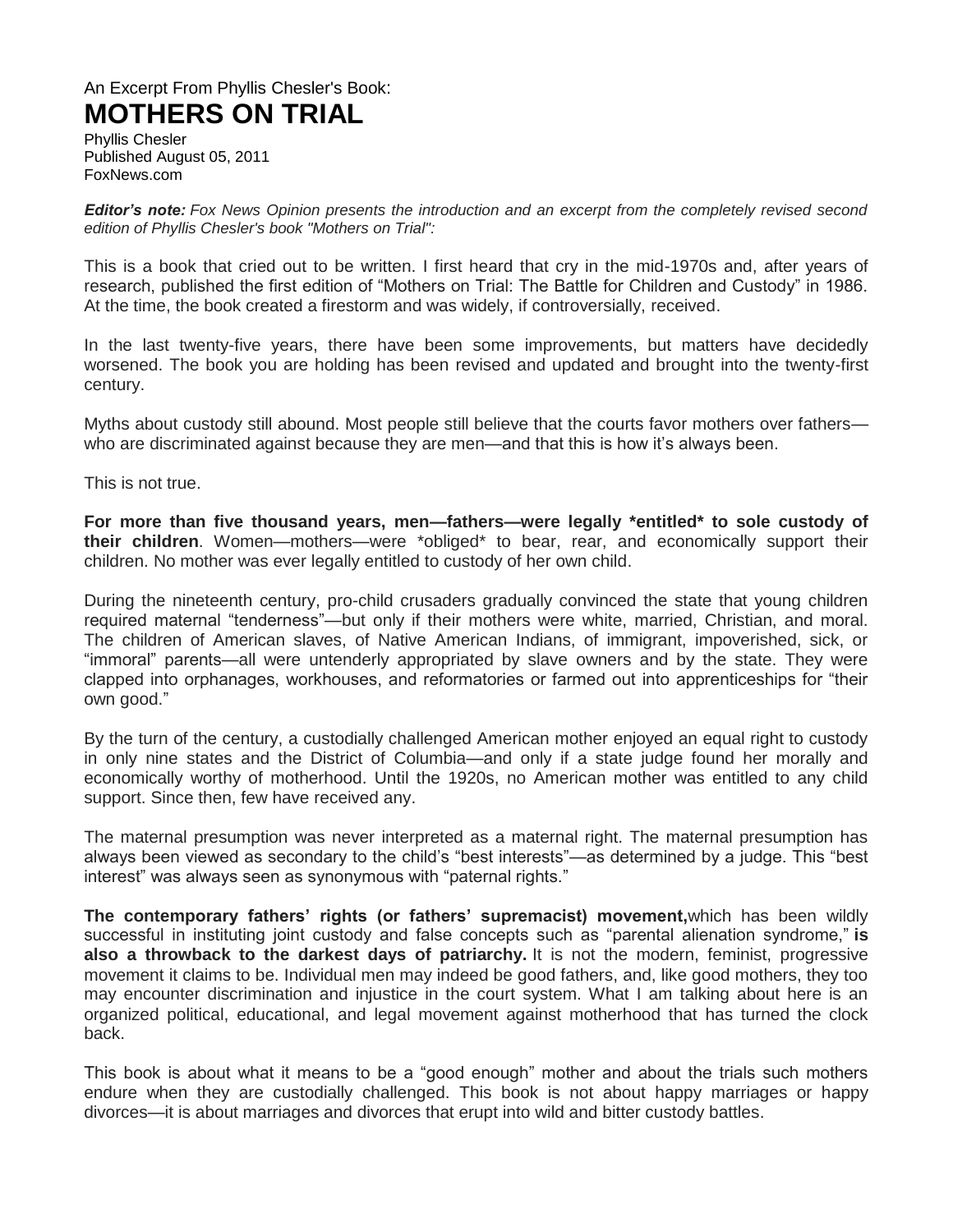An Excerpt From Phyllis Chesler's Book:

# MOTHERS ON TRIAL

Phyllis Chesler
Published August 05, 2011
FoxNews.com

***Editor's note:*** *Fox News Opinion presents the introduction and an excerpt from the completely revised second edition of Phyllis Chesler's book "Mothers on Trial":*

This is a book that cried out to be written. I first heard that cry in the mid-1970s and, after years of research, published the first edition of "Mothers on Trial: The Battle for Children and Custody" in 1986. At the time, the book created a firestorm and was widely, if controversially, received.

In the last twenty-five years, there have been some improvements, but matters have decidedly worsened. The book you are holding has been revised and updated and brought into the twenty-first century.

Myths about custody still abound. Most people still believe that the courts favor mothers over fathers—who are discriminated against because they are men—and that this is how it's always been.

This is not true.

**For more than five thousand years, men—fathers—were legally *entitled* to sole custody of their children**. Women—mothers—were *obliged* to bear, rear, and economically support their children. No mother was ever legally entitled to custody of her own child.

During the nineteenth century, pro-child crusaders gradually convinced the state that young children required maternal "tenderness"—but only if their mothers were white, married, Christian, and moral. The children of American slaves, of Native American Indians, of immigrant, impoverished, sick, or "immoral" parents—all were untenderly appropriated by slave owners and by the state. They were clapped into orphanages, workhouses, and reformatories or farmed out into apprenticeships for "their own good."

By the turn of the century, a custodially challenged American mother enjoyed an equal right to custody in only nine states and the District of Columbia—and only if a state judge found her morally and economically worthy of motherhood. Until the 1920s, no American mother was entitled to any child support. Since then, few have received any.

The maternal presumption was never interpreted as a maternal right. The maternal presumption has always been viewed as secondary to the child's "best interests"—as determined by a judge. This "best interest" was always seen as synonymous with "paternal rights."

**The contemporary fathers' rights (or fathers' supremacist) movement,**which has been wildly successful in instituting joint custody and false concepts such as "parental alienation syndrome," **is also a throwback to the darkest days of patriarchy.** It is not the modern, feminist, progressive movement it claims to be. Individual men may indeed be good fathers, and, like good mothers, they too may encounter discrimination and injustice in the court system. What I am talking about here is an organized political, educational, and legal movement against motherhood that has turned the clock back.

This book is about what it means to be a "good enough" mother and about the trials such mothers endure when they are custodially challenged. This book is not about happy marriages or happy divorces—it is about marriages and divorces that erupt into wild and bitter custody battles.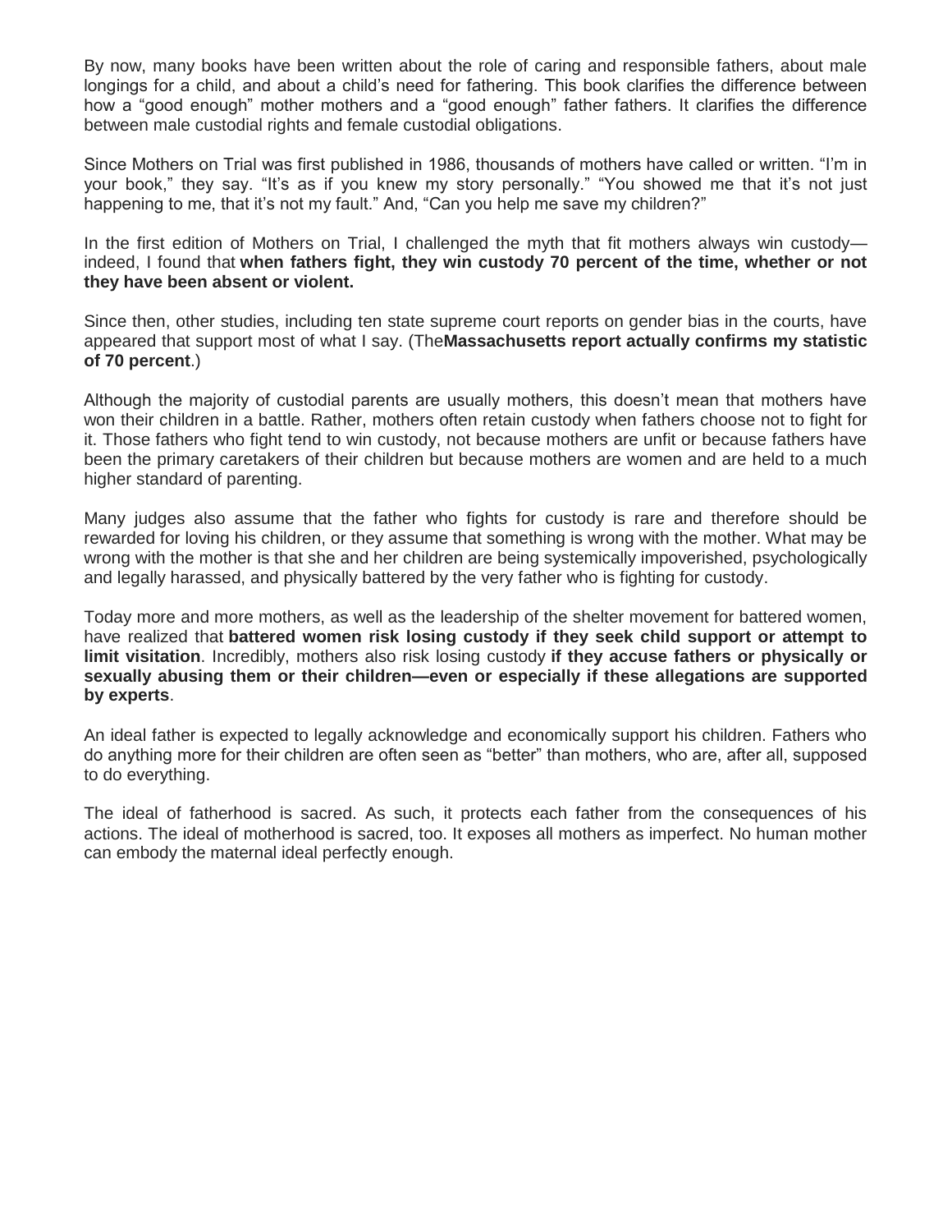By now, many books have been written about the role of caring and responsible fathers, about male longings for a child, and about a child's need for fathering. This book clarifies the difference between how a "good enough" mother mothers and a "good enough" father fathers. It clarifies the difference between male custodial rights and female custodial obligations.

Since Mothers on Trial was first published in 1986, thousands of mothers have called or written. "I'm in your book," they say. "It's as if you knew my story personally." "You showed me that it's not just happening to me, that it's not my fault." And, "Can you help me save my children?"

In the first edition of Mothers on Trial, I challenged the myth that fit mothers always win custody—indeed, I found that **when fathers fight, they win custody 70 percent of the time, whether or not they have been absent or violent.**

Since then, other studies, including ten state supreme court reports on gender bias in the courts, have appeared that support most of what I say. (The**Massachusetts report actually confirms my statistic of 70 percent**.)

Although the majority of custodial parents are usually mothers, this doesn't mean that mothers have won their children in a battle. Rather, mothers often retain custody when fathers choose not to fight for it. Those fathers who fight tend to win custody, not because mothers are unfit or because fathers have been the primary caretakers of their children but because mothers are women and are held to a much higher standard of parenting.

Many judges also assume that the father who fights for custody is rare and therefore should be rewarded for loving his children, or they assume that something is wrong with the mother. What may be wrong with the mother is that she and her children are being systemically impoverished, psychologically and legally harassed, and physically battered by the very father who is fighting for custody.

Today more and more mothers, as well as the leadership of the shelter movement for battered women, have realized that **battered women risk losing custody if they seek child support or attempt to limit visitation**. Incredibly, mothers also risk losing custody **if they accuse fathers or physically or sexually abusing them or their children—even or especially if these allegations are supported by experts**.

An ideal father is expected to legally acknowledge and economically support his children. Fathers who do anything more for their children are often seen as "better" than mothers, who are, after all, supposed to do everything.

The ideal of fatherhood is sacred. As such, it protects each father from the consequences of his actions. The ideal of motherhood is sacred, too. It exposes all mothers as imperfect. No human mother can embody the maternal ideal perfectly enough.